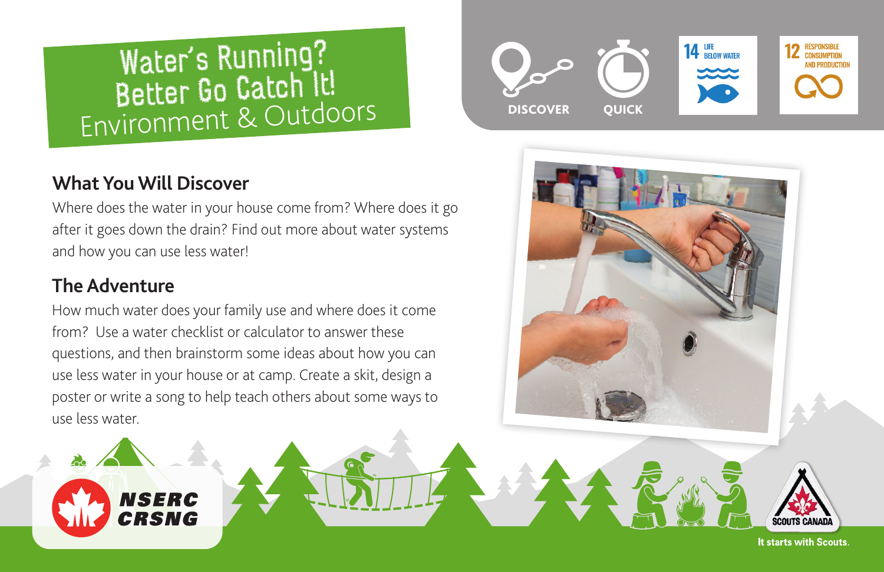# Water's Running? Better Go Catch It!

Environment & Outdoors

DISCOVER

QUICK

14 LIFE BELOW WATER

12 RESPONSIBLE CONSUMPTION AND PRODUCTION

## What You Will Discover

Where does the water in your house come from? Where does it go after it goes down the drain? Find out more about water systems and how you can use less water!

## The Adventure

How much water does your family use and where does it come from? Use a water checklist or calculator to answer these questions, and then brainstorm some ideas about how you can use less water in your house or at camp. Create a skit, design a poster or write a song to help teach others about some ways to use less water.

NSERC CRSNG

SCOUTS CANADA

It starts with Scouts.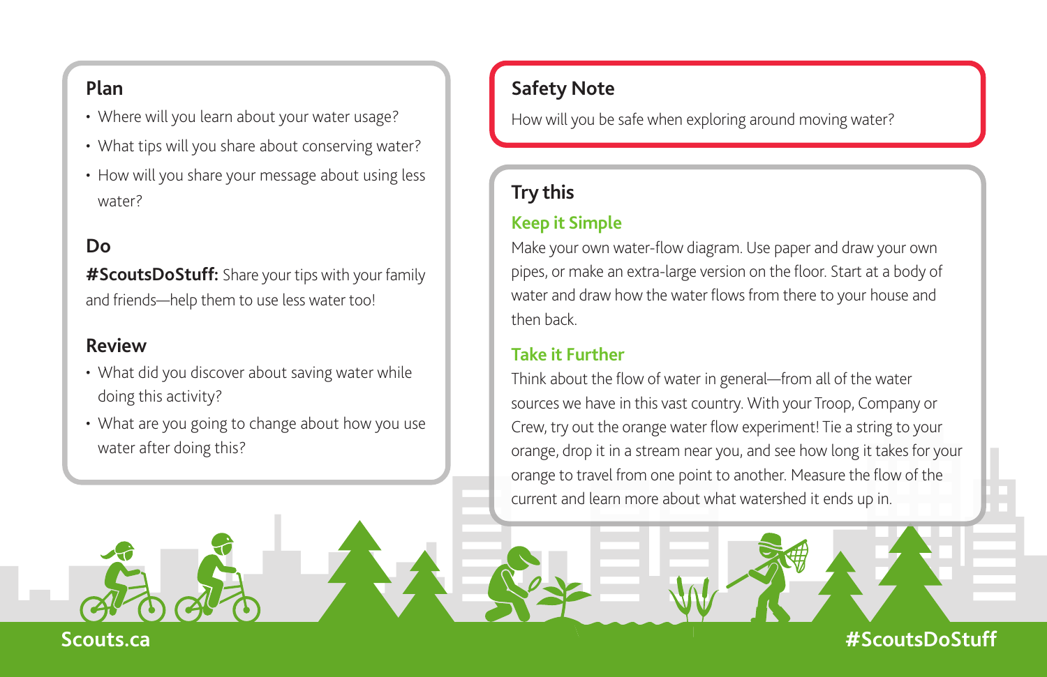## Plan

- Where will you learn about your water usage?
- What tips will you share about conserving water?
- How will you share your message about using less water?

## Do

**#ScoutsDoStuff:** Share your tips with your family and friends—help them to use less water too!

## Review

- What did you discover about saving water while doing this activity?
- What are you going to change about how you use water after doing this?

## Safety Note

How will you be safe when exploring around moving water?

## Try this

### Keep it Simple

Make your own water-flow diagram. Use paper and draw your own pipes, or make an extra-large version on the floor. Start at a body of water and draw how the water flows from there to your house and then back.

### Take it Further

Think about the flow of water in general—from all of the water sources we have in this vast country. With your Troop, Company or Crew, try out the orange water flow experiment! Tie a string to your orange, drop it in a stream near you, and see how long it takes for your orange to travel from one point to another. Measure the flow of the current and learn more about what watershed it ends up in.

Scouts.ca

#ScoutsDoStuff